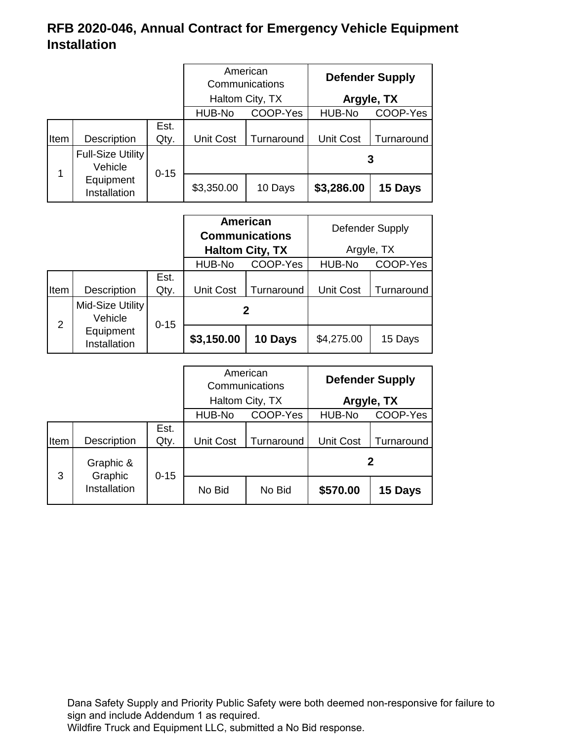## RFB 2020-046, Annual Contract for Emergency Vehicle Equipment Installation

| Item | Description | Est. Qty. | American Communications Haltom City, TX | | **Defender Supply Argyle, TX** | |
|---|---|---|---|---|---|---|
| | | | HUB-No | COOP-Yes | HUB-No | COOP-Yes |
| | | | Unit Cost | Turnaround | Unit Cost | Turnaround |
| 1 | Full-Size Utility Vehicle Equipment Installation | 0-15 | | | **3** | |
| | | | $3,350.00 | 10 Days | **$3,286.00** | **15 Days** |

| Item | Description | Est. Qty. | **American Communications Haltom City, TX** | | Defender Supply Argyle, TX | |
|---|---|---|---|---|---|---|
| | | | HUB-No | COOP-Yes | HUB-No | COOP-Yes |
| | | | Unit Cost | Turnaround | Unit Cost | Turnaround |
| 2 | Mid-Size Utility Vehicle Equipment Installation | 0-15 | **2** | | | |
| | | | **$3,150.00** | **10 Days** | $4,275.00 | 15 Days |

| Item | Description | Est. Qty. | American Communications Haltom City, TX | | **Defender Supply Argyle, TX** | |
|---|---|---|---|---|---|---|
| | | | HUB-No | COOP-Yes | HUB-No | COOP-Yes |
| | | | Unit Cost | Turnaround | Unit Cost | Turnaround |
| 3 | Graphic & Graphic Installation | 0-15 | | | **2** | |
| | | | No Bid | No Bid | **$570.00** | **15 Days** |

Dana Safety Supply and Priority Public Safety were both deemed non-responsive for failure to sign and include Addendum 1 as required.
Wildfire Truck and Equipment LLC, submitted a No Bid response.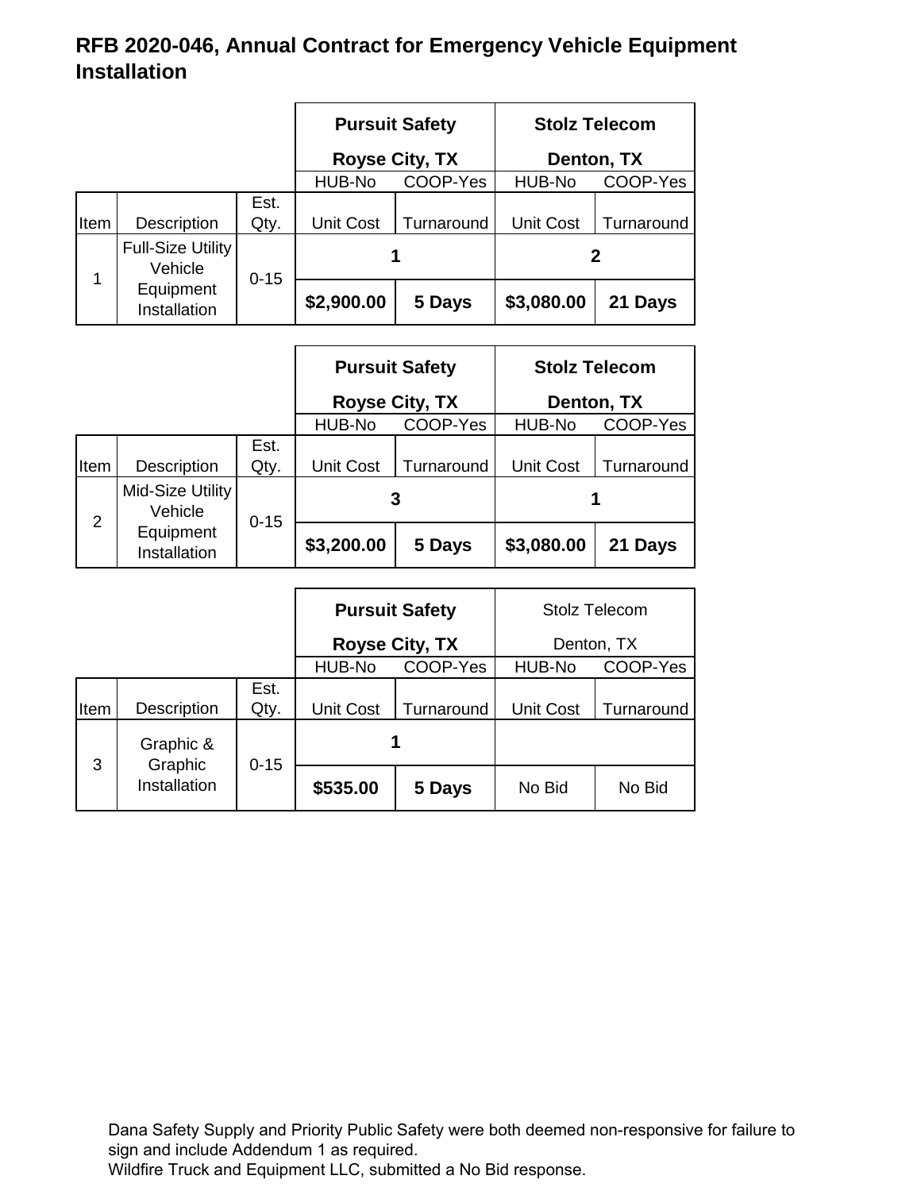## RFB 2020-046, Annual Contract for Emergency Vehicle Equipment Installation

| | | | Pursuit Safety Royse City, TX | | Stolz Telecom Denton, TX | |
|---|---|---|---|---|---|---|
| | | | HUB-No | COOP-Yes | HUB-No | COOP-Yes |
| Item | Description | Est. Qty. | Unit Cost | Turnaround | Unit Cost | Turnaround |
| 1 | Full-Size Utility Vehicle Equipment Installation | 0-15 | 1 | | 2 | |
| | | | **$2,900.00** | **5 Days** | **$3,080.00** | **21 Days** |

| | | | Pursuit Safety Royse City, TX | | Stolz Telecom Denton, TX | |
|---|---|---|---|---|---|---|
| | | | HUB-No | COOP-Yes | HUB-No | COOP-Yes |
| Item | Description | Est. Qty. | Unit Cost | Turnaround | Unit Cost | Turnaround |
| 2 | Mid-Size Utility Vehicle Equipment Installation | 0-15 | 3 | | 1 | |
| | | | **$3,200.00** | **5 Days** | **$3,080.00** | **21 Days** |

| | | | Pursuit Safety Royse City, TX | | Stolz Telecom Denton, TX | |
|---|---|---|---|---|---|---|
| | | | HUB-No | COOP-Yes | HUB-No | COOP-Yes |
| Item | Description | Est. Qty. | Unit Cost | Turnaround | Unit Cost | Turnaround |
| 3 | Graphic & Graphic Installation | 0-15 | 1 | | | |
| | | | **$535.00** | **5 Days** | No Bid | No Bid |

Dana Safety Supply and Priority Public Safety were both deemed non-responsive for failure to sign and include Addendum 1 as required.
Wildfire Truck and Equipment LLC, submitted a No Bid response.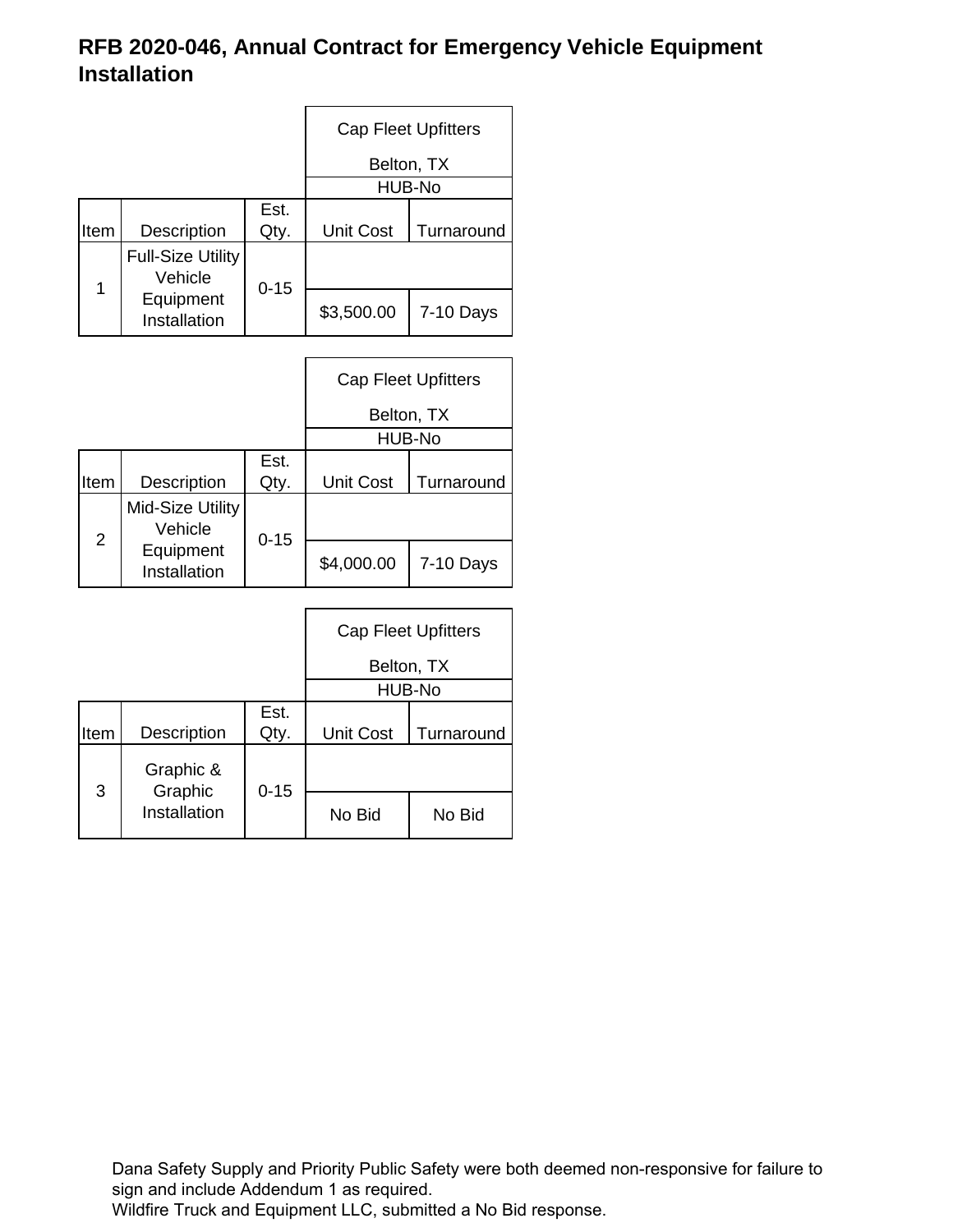## RFB 2020-046, Annual Contract for Emergency Vehicle Equipment Installation

| | | | Cap Fleet Upfitters Belton, TX | |
|---|---|---|---|---|
| | | | HUB-No | |
| Item | Description | Est. Qty. | Unit Cost | Turnaround |
| 1 | Full-Size Utility Vehicle Equipment Installation | 0-15 | $3,500.00 | 7-10 Days |

| | | | Cap Fleet Upfitters Belton, TX | |
|---|---|---|---|---|
| | | | HUB-No | |
| Item | Description | Est. Qty. | Unit Cost | Turnaround |
| 2 | Mid-Size Utility Vehicle Equipment Installation | 0-15 | $4,000.00 | 7-10 Days |

| | | | Cap Fleet Upfitters Belton, TX | |
|---|---|---|---|---|
| | | | HUB-No | |
| Item | Description | Est. Qty. | Unit Cost | Turnaround |
| 3 | Graphic & Graphic Installation | 0-15 | No Bid | No Bid |

Dana Safety Supply and Priority Public Safety were both deemed non-responsive for failure to sign and include Addendum 1 as required.
Wildfire Truck and Equipment LLC, submitted a No Bid response.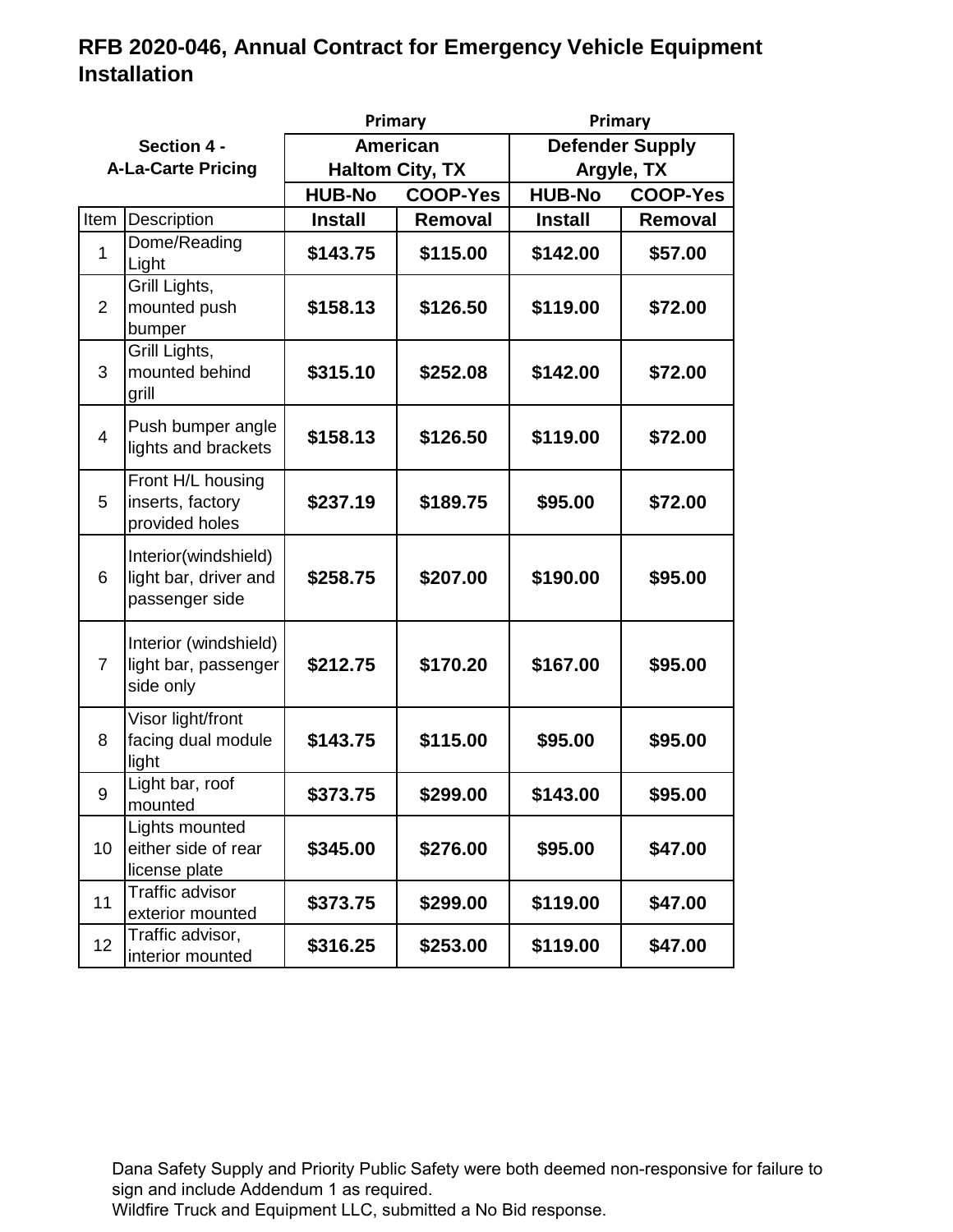## RFB 2020-046, Annual Contract for Emergency Vehicle Equipment Installation

| Section 4 - A-La-Carte Pricing | | Primary | | Primary | |
|---|---|---|---|---|---|
| | | American Haltom City, TX | | Defender Supply Argyle, TX | |
| | | HUB-No | COOP-Yes | HUB-No | COOP-Yes |
| Item | Description | Install | Removal | Install | Removal |
| 1 | Dome/Reading Light | $143.75 | $115.00 | $142.00 | $57.00 |
| 2 | Grill Lights, mounted push bumper | $158.13 | $126.50 | $119.00 | $72.00 |
| 3 | Grill Lights, mounted behind grill | $315.10 | $252.08 | $142.00 | $72.00 |
| 4 | Push bumper angle lights and brackets | $158.13 | $126.50 | $119.00 | $72.00 |
| 5 | Front H/L housing inserts, factory provided holes | $237.19 | $189.75 | $95.00 | $72.00 |
| 6 | Interior(windshield) light bar, driver and passenger side | $258.75 | $207.00 | $190.00 | $95.00 |
| 7 | Interior (windshield) light bar, passenger side only | $212.75 | $170.20 | $167.00 | $95.00 |
| 8 | Visor light/front facing dual module light | $143.75 | $115.00 | $95.00 | $95.00 |
| 9 | Light bar, roof mounted | $373.75 | $299.00 | $143.00 | $95.00 |
| 10 | Lights mounted either side of rear license plate | $345.00 | $276.00 | $95.00 | $47.00 |
| 11 | Traffic advisor exterior mounted | $373.75 | $299.00 | $119.00 | $47.00 |
| 12 | Traffic advisor, interior mounted | $316.25 | $253.00 | $119.00 | $47.00 |

Dana Safety Supply and Priority Public Safety were both deemed non-responsive for failure to sign and include Addendum 1 as required.
Wildfire Truck and Equipment LLC, submitted a No Bid response.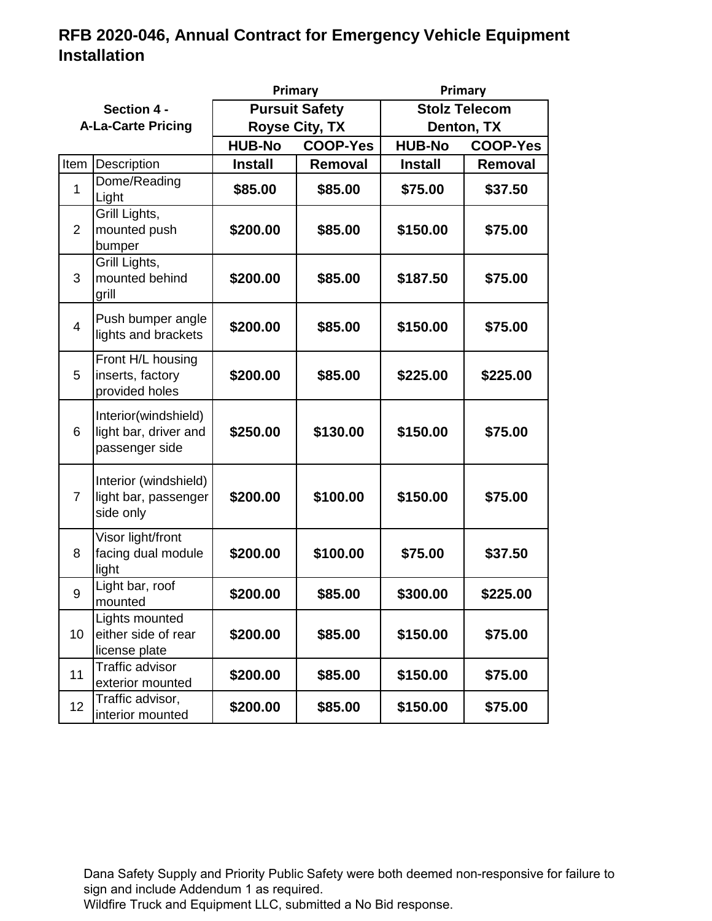## RFB 2020-046, Annual Contract for Emergency Vehicle Equipment Installation

| Section 4 - A-La-Carte Pricing | | Primary | | Primary | |
|---|---|---|---|---|---|
| | | Pursuit Safety Royse City, TX | | Stolz Telecom Denton, TX | |
| | | HUB-No | COOP-Yes | HUB-No | COOP-Yes |
| Item | Description | Install | Removal | Install | Removal |
| 1 | Dome/Reading Light | $85.00 | $85.00 | $75.00 | $37.50 |
| 2 | Grill Lights, mounted push bumper | $200.00 | $85.00 | $150.00 | $75.00 |
| 3 | Grill Lights, mounted behind grill | $200.00 | $85.00 | $187.50 | $75.00 |
| 4 | Push bumper angle lights and brackets | $200.00 | $85.00 | $150.00 | $75.00 |
| 5 | Front H/L housing inserts, factory provided holes | $200.00 | $85.00 | $225.00 | $225.00 |
| 6 | Interior(windshield) light bar, driver and passenger side | $250.00 | $130.00 | $150.00 | $75.00 |
| 7 | Interior (windshield) light bar, passenger side only | $200.00 | $100.00 | $150.00 | $75.00 |
| 8 | Visor light/front facing dual module light | $200.00 | $100.00 | $75.00 | $37.50 |
| 9 | Light bar, roof mounted | $200.00 | $85.00 | $300.00 | $225.00 |
| 10 | Lights mounted either side of rear license plate | $200.00 | $85.00 | $150.00 | $75.00 |
| 11 | Traffic advisor exterior mounted | $200.00 | $85.00 | $150.00 | $75.00 |
| 12 | Traffic advisor, interior mounted | $200.00 | $85.00 | $150.00 | $75.00 |

Dana Safety Supply and Priority Public Safety were both deemed non-responsive for failure to sign and include Addendum 1 as required.
Wildfire Truck and Equipment LLC, submitted a No Bid response.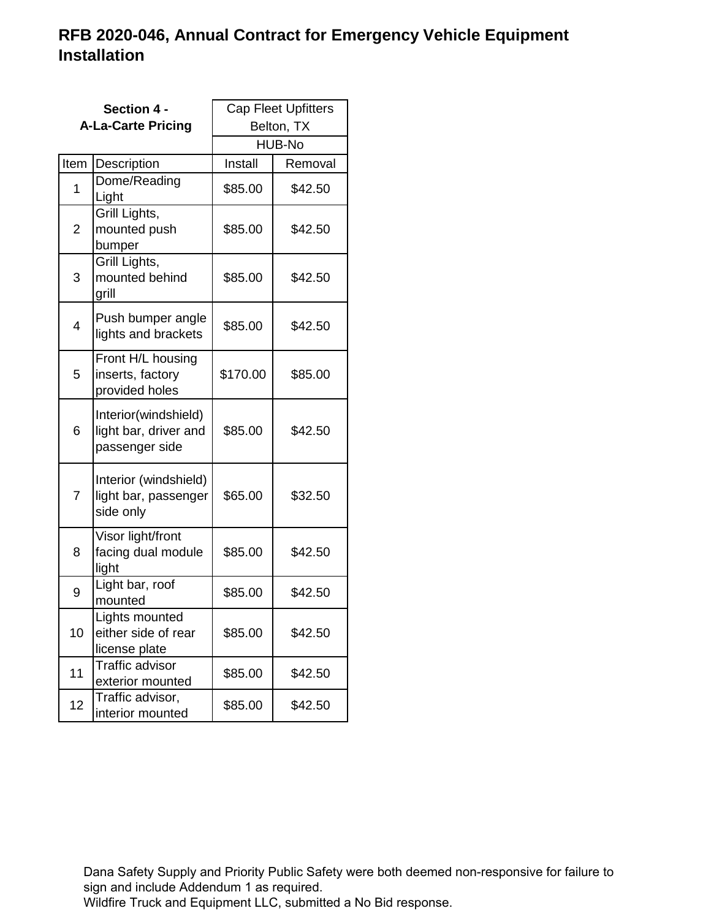# RFB 2020-046, Annual Contract for Emergency Vehicle Equipment Installation

| Section 4 - A-La-Carte Pricing | | Cap Fleet Upfitters Belton, TX | |
|---|---|---|---|
| | | HUB-No | |
| Item | Description | Install | Removal |
| 1 | Dome/Reading Light | $85.00 | $42.50 |
| 2 | Grill Lights, mounted push bumper | $85.00 | $42.50 |
| 3 | Grill Lights, mounted behind grill | $85.00 | $42.50 |
| 4 | Push bumper angle lights and brackets | $85.00 | $42.50 |
| 5 | Front H/L housing inserts, factory provided holes | $170.00 | $85.00 |
| 6 | Interior(windshield) light bar, driver and passenger side | $85.00 | $42.50 |
| 7 | Interior (windshield) light bar, passenger side only | $65.00 | $32.50 |
| 8 | Visor light/front facing dual module light | $85.00 | $42.50 |
| 9 | Light bar, roof mounted | $85.00 | $42.50 |
| 10 | Lights mounted either side of rear license plate | $85.00 | $42.50 |
| 11 | Traffic advisor exterior mounted | $85.00 | $42.50 |
| 12 | Traffic advisor, interior mounted | $85.00 | $42.50 |

Dana Safety Supply and Priority Public Safety were both deemed non-responsive for failure to sign and include Addendum 1 as required.
Wildfire Truck and Equipment LLC, submitted a No Bid response.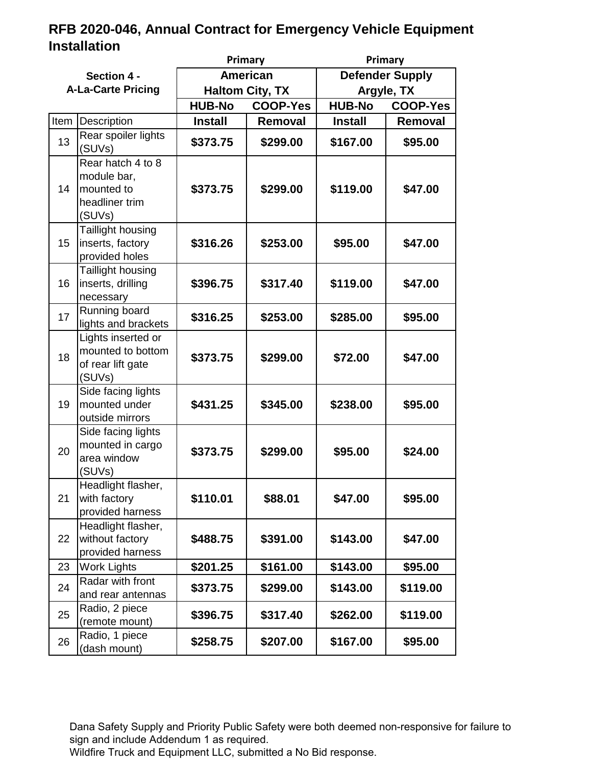## RFB 2020-046, Annual Contract for Emergency Vehicle Equipment Installation

| Section 4 - A-La-Carte Pricing | | Primary<br>American<br>Haltom City, TX | | Primary<br>Defender Supply<br>Argyle, TX | |
|---|---|---|---|---|---|
| | | HUB-No | COOP-Yes | HUB-No | COOP-Yes |
| Item | Description | Install | Removal | Install | Removal |
| 13 | Rear spoiler lights (SUVs) | **$373.75** | **$299.00** | **$167.00** | **$95.00** |
| 14 | Rear hatch 4 to 8 module bar, mounted to headliner trim (SUVs) | **$373.75** | **$299.00** | **$119.00** | **$47.00** |
| 15 | Taillight housing inserts, factory provided holes | **$316.26** | **$253.00** | **$95.00** | **$47.00** |
| 16 | Taillight housing inserts, drilling necessary | **$396.75** | **$317.40** | **$119.00** | **$47.00** |
| 17 | Running board lights and brackets | **$316.25** | **$253.00** | **$285.00** | **$95.00** |
| 18 | Lights inserted or mounted to bottom of rear lift gate (SUVs) | **$373.75** | **$299.00** | **$72.00** | **$47.00** |
| 19 | Side facing lights mounted under outside mirrors | **$431.25** | **$345.00** | **$238.00** | **$95.00** |
| 20 | Side facing lights mounted in cargo area window (SUVs) | **$373.75** | **$299.00** | **$95.00** | **$24.00** |
| 21 | Headlight flasher, with factory provided harness | **$110.01** | **$88.01** | **$47.00** | **$95.00** |
| 22 | Headlight flasher, without factory provided harness | **$488.75** | **$391.00** | **$143.00** | **$47.00** |
| 23 | Work Lights | **$201.25** | **$161.00** | **$143.00** | **$95.00** |
| 24 | Radar with front and rear antennas | **$373.75** | **$299.00** | **$143.00** | **$119.00** |
| 25 | Radio, 2 piece (remote mount) | **$396.75** | **$317.40** | **$262.00** | **$119.00** |
| 26 | Radio, 1 piece (dash mount) | **$258.75** | **$207.00** | **$167.00** | **$95.00** |

Dana Safety Supply and Priority Public Safety were both deemed non-responsive for failure to sign and include Addendum 1 as required.
Wildfire Truck and Equipment LLC, submitted a No Bid response.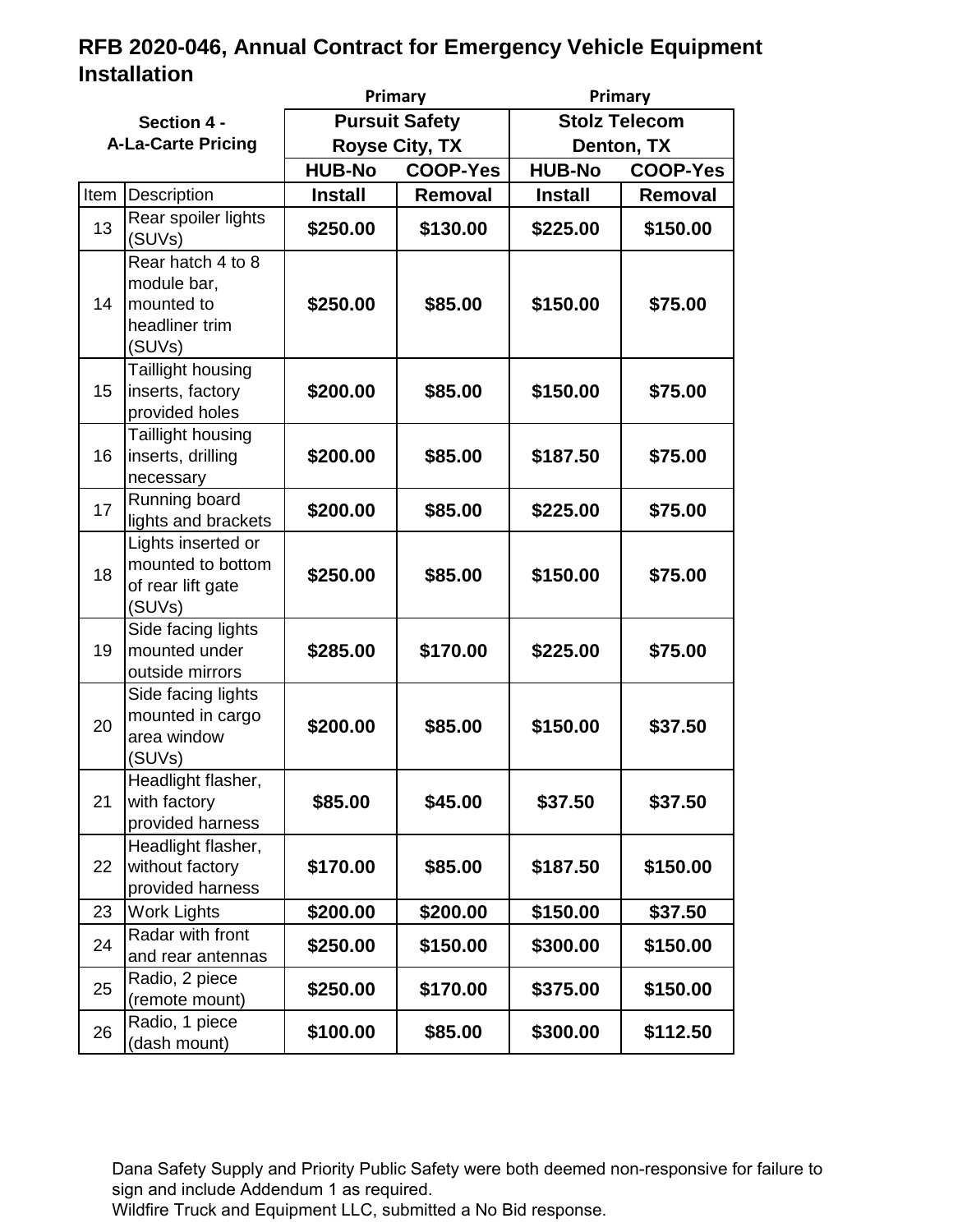# RFB 2020-046, Annual Contract for Emergency Vehicle Equipment Installation

| Section 4 - A-La-Carte Pricing | | Primary | | Primary | |
|---|---|---|---|---|---|
| | | Pursuit Safety Royse City, TX | | Stolz Telecom Denton, TX | |
| | | HUB-No | COOP-Yes | HUB-No | COOP-Yes |
| Item | Description | Install | Removal | Install | Removal |
| 13 | Rear spoiler lights (SUVs) | $250.00 | $130.00 | $225.00 | $150.00 |
| 14 | Rear hatch 4 to 8 module bar, mounted to headliner trim (SUVs) | $250.00 | $85.00 | $150.00 | $75.00 |
| 15 | Taillight housing inserts, factory provided holes | $200.00 | $85.00 | $150.00 | $75.00 |
| 16 | Taillight housing inserts, drilling necessary | $200.00 | $85.00 | $187.50 | $75.00 |
| 17 | Running board lights and brackets | $200.00 | $85.00 | $225.00 | $75.00 |
| 18 | Lights inserted or mounted to bottom of rear lift gate (SUVs) | $250.00 | $85.00 | $150.00 | $75.00 |
| 19 | Side facing lights mounted under outside mirrors | $285.00 | $170.00 | $225.00 | $75.00 |
| 20 | Side facing lights mounted in cargo area window (SUVs) | $200.00 | $85.00 | $150.00 | $37.50 |
| 21 | Headlight flasher, with factory provided harness | $85.00 | $45.00 | $37.50 | $37.50 |
| 22 | Headlight flasher, without factory provided harness | $170.00 | $85.00 | $187.50 | $150.00 |
| 23 | Work Lights | $200.00 | $200.00 | $150.00 | $37.50 |
| 24 | Radar with front and rear antennas | $250.00 | $150.00 | $300.00 | $150.00 |
| 25 | Radio, 2 piece (remote mount) | $250.00 | $170.00 | $375.00 | $150.00 |
| 26 | Radio, 1 piece (dash mount) | $100.00 | $85.00 | $300.00 | $112.50 |

Dana Safety Supply and Priority Public Safety were both deemed non-responsive for failure to sign and include Addendum 1 as required.
Wildfire Truck and Equipment LLC, submitted a No Bid response.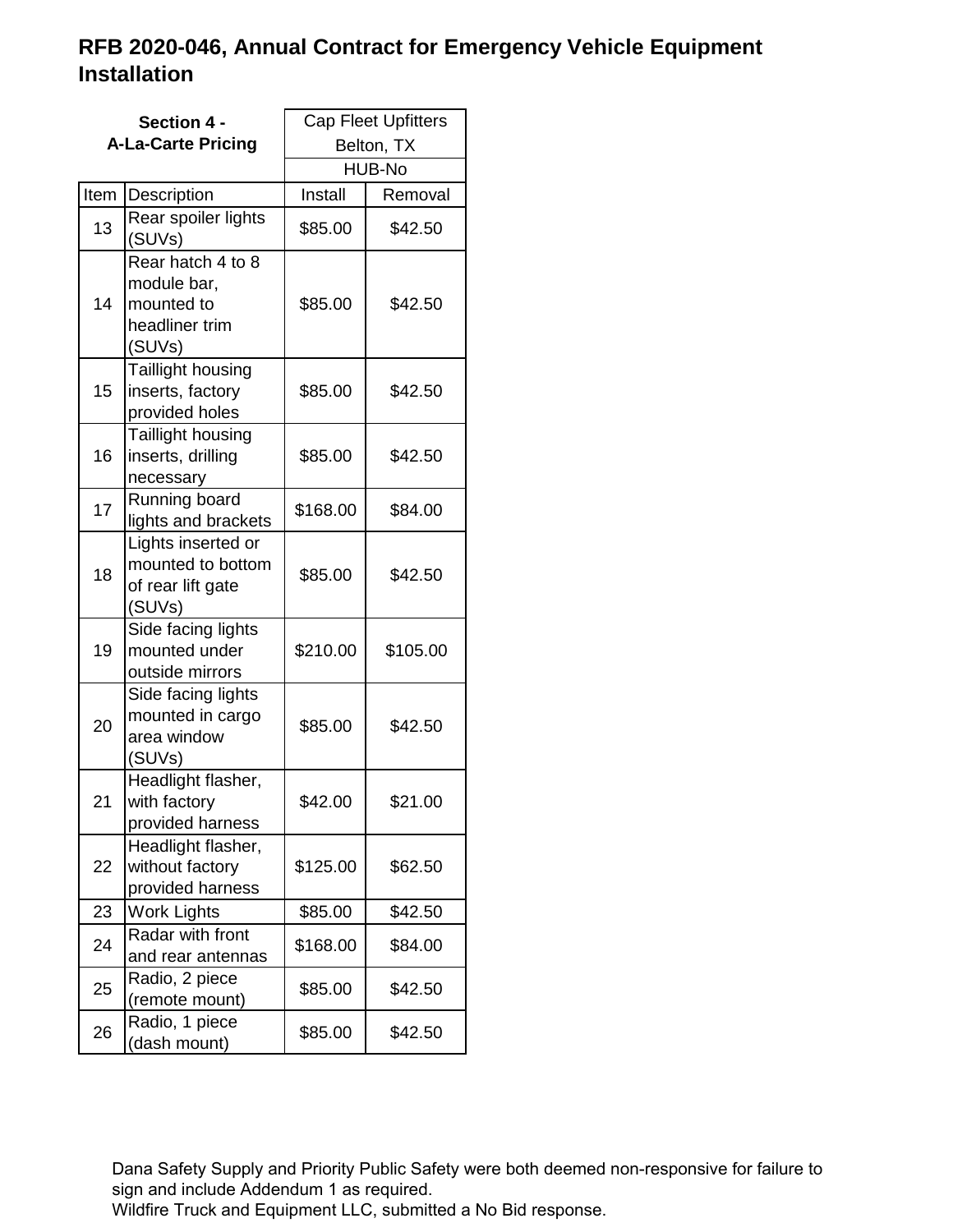# RFB 2020-046, Annual Contract for Emergency Vehicle Equipment Installation

| **Section 4 - A-La-Carte Pricing** | | Cap Fleet Upfitters Belton, TX | |
|---|---|---|---|
| | | HUB-No | |
| Item | Description | Install | Removal |
| 13 | Rear spoiler lights (SUVs) | $85.00 | $42.50 |
| 14 | Rear hatch 4 to 8 module bar, mounted to headliner trim (SUVs) | $85.00 | $42.50 |
| 15 | Taillight housing inserts, factory provided holes | $85.00 | $42.50 |
| 16 | Taillight housing inserts, drilling necessary | $85.00 | $42.50 |
| 17 | Running board lights and brackets | $168.00 | $84.00 |
| 18 | Lights inserted or mounted to bottom of rear lift gate (SUVs) | $85.00 | $42.50 |
| 19 | Side facing lights mounted under outside mirrors | $210.00 | $105.00 |
| 20 | Side facing lights mounted in cargo area window (SUVs) | $85.00 | $42.50 |
| 21 | Headlight flasher, with factory provided harness | $42.00 | $21.00 |
| 22 | Headlight flasher, without factory provided harness | $125.00 | $62.50 |
| 23 | Work Lights | $85.00 | $42.50 |
| 24 | Radar with front and rear antennas | $168.00 | $84.00 |
| 25 | Radio, 2 piece (remote mount) | $85.00 | $42.50 |
| 26 | Radio, 1 piece (dash mount) | $85.00 | $42.50 |

Dana Safety Supply and Priority Public Safety were both deemed non-responsive for failure to sign and include Addendum 1 as required.
Wildfire Truck and Equipment LLC, submitted a No Bid response.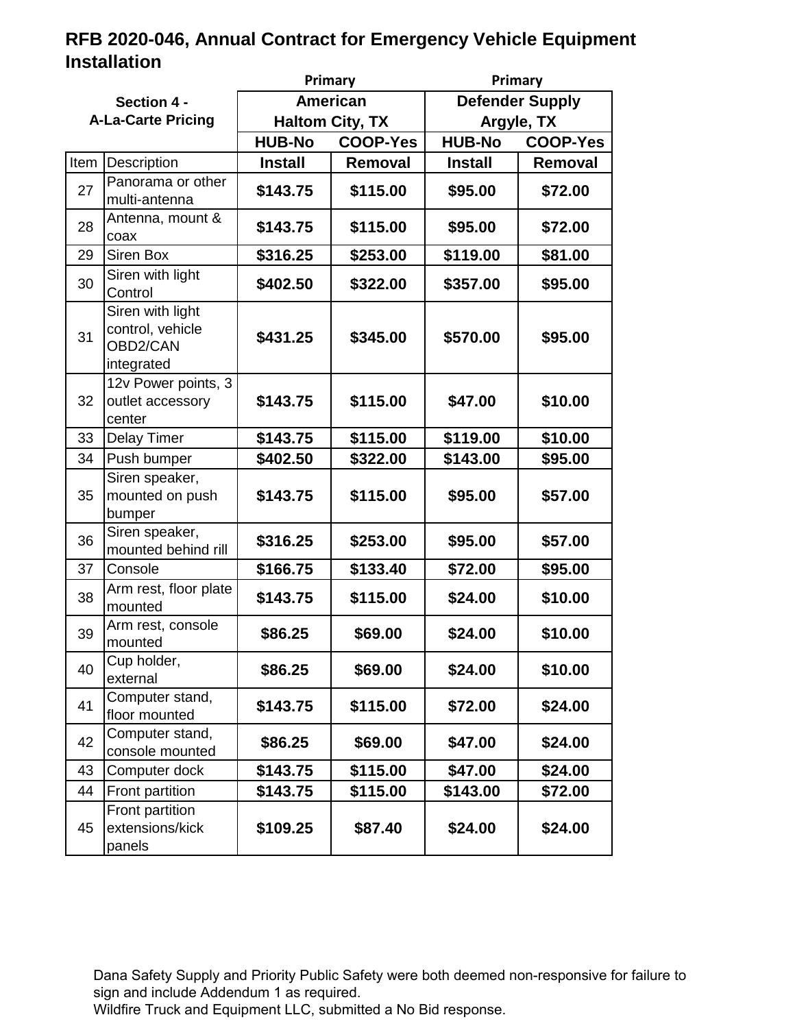## RFB 2020-046, Annual Contract for Emergency Vehicle Equipment Installation

| Section 4 - A-La-Carte Pricing | | Primary | | Primary | |
|---|---|---|---|---|---|
| | | American Haltom City, TX | | Defender Supply Argyle, TX | |
| | | HUB-No | COOP-Yes | HUB-No | COOP-Yes |
| Item | Description | Install | Removal | Install | Removal |
| 27 | Panorama or other multi-antenna | $143.75 | $115.00 | $95.00 | $72.00 |
| 28 | Antenna, mount & coax | $143.75 | $115.00 | $95.00 | $72.00 |
| 29 | Siren Box | $316.25 | $253.00 | $119.00 | $81.00 |
| 30 | Siren with light Control | $402.50 | $322.00 | $357.00 | $95.00 |
| 31 | Siren with light control, vehicle OBD2/CAN integrated | $431.25 | $345.00 | $570.00 | $95.00 |
| 32 | 12v Power points, 3 outlet accessory center | $143.75 | $115.00 | $47.00 | $10.00 |
| 33 | Delay Timer | $143.75 | $115.00 | $119.00 | $10.00 |
| 34 | Push bumper | $402.50 | $322.00 | $143.00 | $95.00 |
| 35 | Siren speaker, mounted on push bumper | $143.75 | $115.00 | $95.00 | $57.00 |
| 36 | Siren speaker, mounted behind rill | $316.25 | $253.00 | $95.00 | $57.00 |
| 37 | Console | $166.75 | $133.40 | $72.00 | $95.00 |
| 38 | Arm rest, floor plate mounted | $143.75 | $115.00 | $24.00 | $10.00 |
| 39 | Arm rest, console mounted | $86.25 | $69.00 | $24.00 | $10.00 |
| 40 | Cup holder, external | $86.25 | $69.00 | $24.00 | $10.00 |
| 41 | Computer stand, floor mounted | $143.75 | $115.00 | $72.00 | $24.00 |
| 42 | Computer stand, console mounted | $86.25 | $69.00 | $47.00 | $24.00 |
| 43 | Computer dock | $143.75 | $115.00 | $47.00 | $24.00 |
| 44 | Front partition | $143.75 | $115.00 | $143.00 | $72.00 |
| 45 | Front partition extensions/kick panels | $109.25 | $87.40 | $24.00 | $24.00 |

Dana Safety Supply and Priority Public Safety were both deemed non-responsive for failure to sign and include Addendum 1 as required.
Wildfire Truck and Equipment LLC, submitted a No Bid response.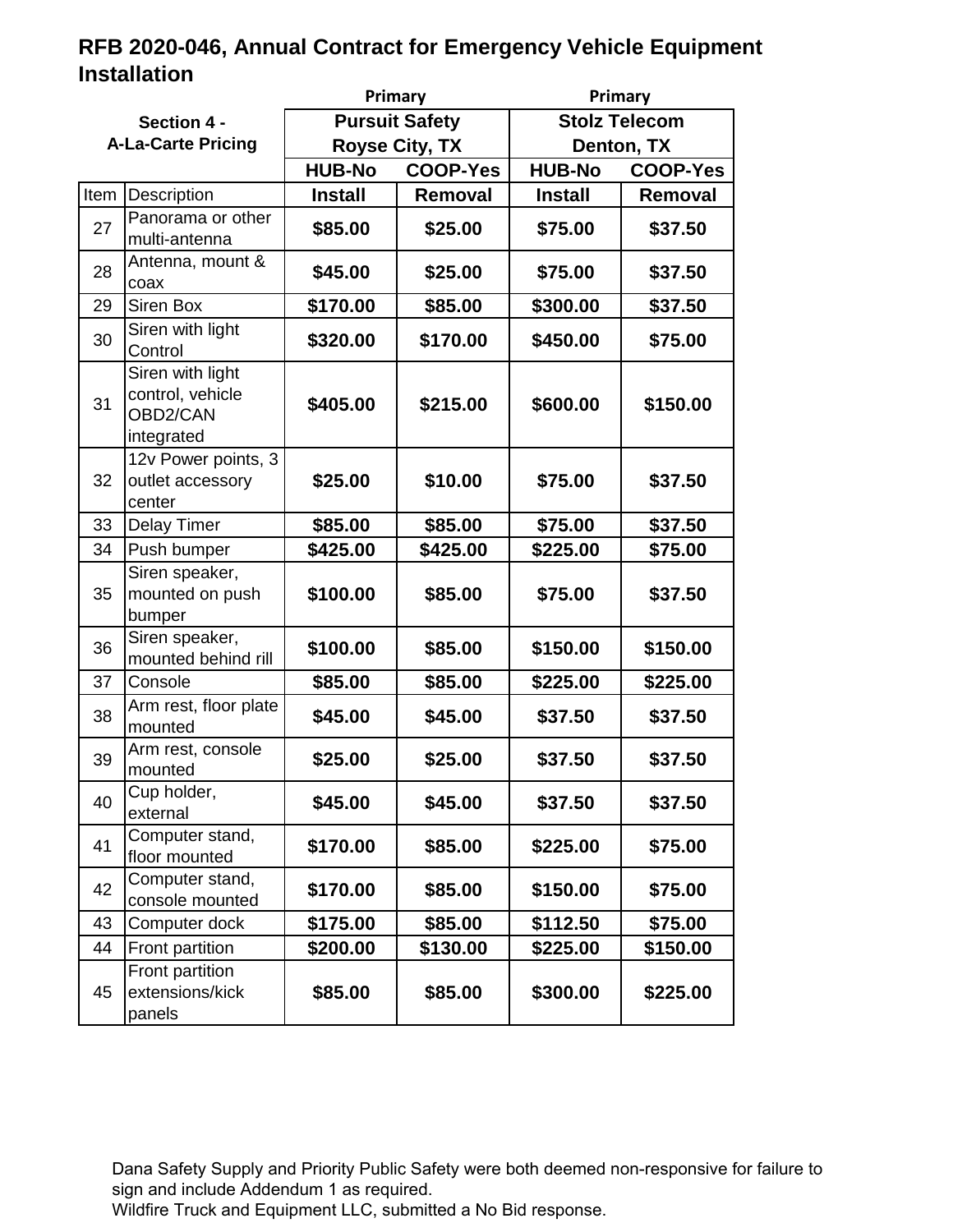## RFB 2020-046, Annual Contract for Emergency Vehicle Equipment Installation

| Section 4 - A-La-Carte Pricing | | Primary | | Primary | |
|---|---|---|---|---|---|
| | | Pursuit Safety Royse City, TX | | Stolz Telecom Denton, TX | |
| | | HUB-No | COOP-Yes | HUB-No | COOP-Yes |
| Item | Description | Install | Removal | Install | Removal |
| 27 | Panorama or other multi-antenna | $85.00 | $25.00 | $75.00 | $37.50 |
| 28 | Antenna, mount & coax | $45.00 | $25.00 | $75.00 | $37.50 |
| 29 | Siren Box | $170.00 | $85.00 | $300.00 | $37.50 |
| 30 | Siren with light Control | $320.00 | $170.00 | $450.00 | $75.00 |
| 31 | Siren with light control, vehicle OBD2/CAN integrated | $405.00 | $215.00 | $600.00 | $150.00 |
| 32 | 12v Power points, 3 outlet accessory center | $25.00 | $10.00 | $75.00 | $37.50 |
| 33 | Delay Timer | $85.00 | $85.00 | $75.00 | $37.50 |
| 34 | Push bumper | $425.00 | $425.00 | $225.00 | $75.00 |
| 35 | Siren speaker, mounted on push bumper | $100.00 | $85.00 | $75.00 | $37.50 |
| 36 | Siren speaker, mounted behind rill | $100.00 | $85.00 | $150.00 | $150.00 |
| 37 | Console | $85.00 | $85.00 | $225.00 | $225.00 |
| 38 | Arm rest, floor plate mounted | $45.00 | $45.00 | $37.50 | $37.50 |
| 39 | Arm rest, console mounted | $25.00 | $25.00 | $37.50 | $37.50 |
| 40 | Cup holder, external | $45.00 | $45.00 | $37.50 | $37.50 |
| 41 | Computer stand, floor mounted | $170.00 | $85.00 | $225.00 | $75.00 |
| 42 | Computer stand, console mounted | $170.00 | $85.00 | $150.00 | $75.00 |
| 43 | Computer dock | $175.00 | $85.00 | $112.50 | $75.00 |
| 44 | Front partition | $200.00 | $130.00 | $225.00 | $150.00 |
| 45 | Front partition extensions/kick panels | $85.00 | $85.00 | $300.00 | $225.00 |

Dana Safety Supply and Priority Public Safety were both deemed non-responsive for failure to sign and include Addendum 1 as required.
Wildfire Truck and Equipment LLC, submitted a No Bid response.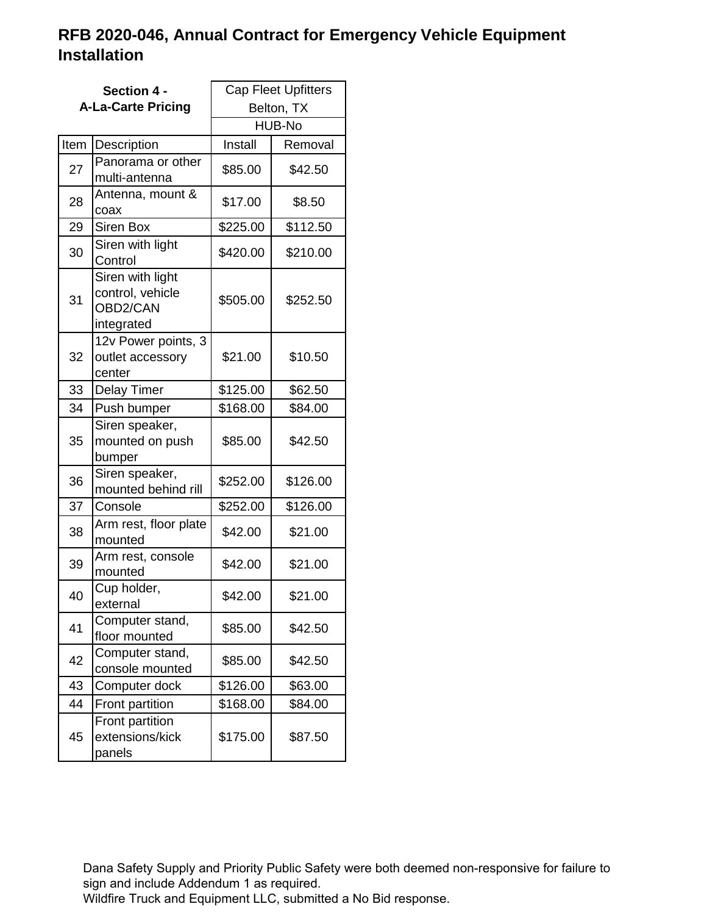# RFB 2020-046, Annual Contract for Emergency Vehicle Equipment Installation

| **Section 4 - A-La-Carte Pricing** | | Cap Fleet Upfitters Belton, TX HUB-No | |
|---|---|---|---|
| Item | Description | Install | Removal |
| 27 | Panorama or other multi-antenna | $85.00 | $42.50 |
| 28 | Antenna, mount & coax | $17.00 | $8.50 |
| 29 | Siren Box | $225.00 | $112.50 |
| 30 | Siren with light Control | $420.00 | $210.00 |
| 31 | Siren with light control, vehicle OBD2/CAN integrated | $505.00 | $252.50 |
| 32 | 12v Power points, 3 outlet accessory center | $21.00 | $10.50 |
| 33 | Delay Timer | $125.00 | $62.50 |
| 34 | Push bumper | $168.00 | $84.00 |
| 35 | Siren speaker, mounted on push bumper | $85.00 | $42.50 |
| 36 | Siren speaker, mounted behind rill | $252.00 | $126.00 |
| 37 | Console | $252.00 | $126.00 |
| 38 | Arm rest, floor plate mounted | $42.00 | $21.00 |
| 39 | Arm rest, console mounted | $42.00 | $21.00 |
| 40 | Cup holder, external | $42.00 | $21.00 |
| 41 | Computer stand, floor mounted | $85.00 | $42.50 |
| 42 | Computer stand, console mounted | $85.00 | $42.50 |
| 43 | Computer dock | $126.00 | $63.00 |
| 44 | Front partition | $168.00 | $84.00 |
| 45 | Front partition extensions/kick panels | $175.00 | $87.50 |

Dana Safety Supply and Priority Public Safety were both deemed non-responsive for failure to sign and include Addendum 1 as required.
Wildfire Truck and Equipment LLC, submitted a No Bid response.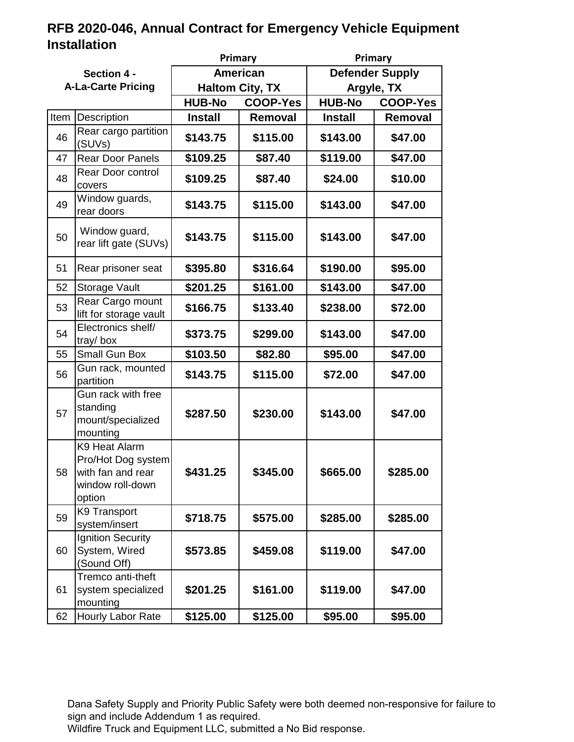## RFB 2020-046, Annual Contract for Emergency Vehicle Equipment Installation

| Section 4 - A-La-Carte Pricing | | Primary American Haltom City, TX | | Primary Defender Supply Argyle, TX | |
|---|---|---|---|---|---|
| | | HUB-No | COOP-Yes | HUB-No | COOP-Yes |
| Item | Description | Install | Removal | Install | Removal |
| 46 | Rear cargo partition (SUVs) | $143.75 | $115.00 | $143.00 | $47.00 |
| 47 | Rear Door Panels | $109.25 | $87.40 | $119.00 | $47.00 |
| 48 | Rear Door control covers | $109.25 | $87.40 | $24.00 | $10.00 |
| 49 | Window guards, rear doors | $143.75 | $115.00 | $143.00 | $47.00 |
| 50 | Window guard, rear lift gate (SUVs) | $143.75 | $115.00 | $143.00 | $47.00 |
| 51 | Rear prisoner seat | $395.80 | $316.64 | $190.00 | $95.00 |
| 52 | Storage Vault | $201.25 | $161.00 | $143.00 | $47.00 |
| 53 | Rear Cargo mount lift for storage vault | $166.75 | $133.40 | $238.00 | $72.00 |
| 54 | Electronics shelf/ tray/ box | $373.75 | $299.00 | $143.00 | $47.00 |
| 55 | Small Gun Box | $103.50 | $82.80 | $95.00 | $47.00 |
| 56 | Gun rack, mounted partition | $143.75 | $115.00 | $72.00 | $47.00 |
| 57 | Gun rack with free standing mount/specialized mounting | $287.50 | $230.00 | $143.00 | $47.00 |
| 58 | K9 Heat Alarm Pro/Hot Dog system with fan and rear window roll-down option | $431.25 | $345.00 | $665.00 | $285.00 |
| 59 | K9 Transport system/insert | $718.75 | $575.00 | $285.00 | $285.00 |
| 60 | Ignition Security System, Wired (Sound Off) | $573.85 | $459.08 | $119.00 | $47.00 |
| 61 | Tremco anti-theft system specialized mounting | $201.25 | $161.00 | $119.00 | $47.00 |
| 62 | Hourly Labor Rate | $125.00 | $125.00 | $95.00 | $95.00 |

Dana Safety Supply and Priority Public Safety were both deemed non-responsive for failure to sign and include Addendum 1 as required.
Wildfire Truck and Equipment LLC, submitted a No Bid response.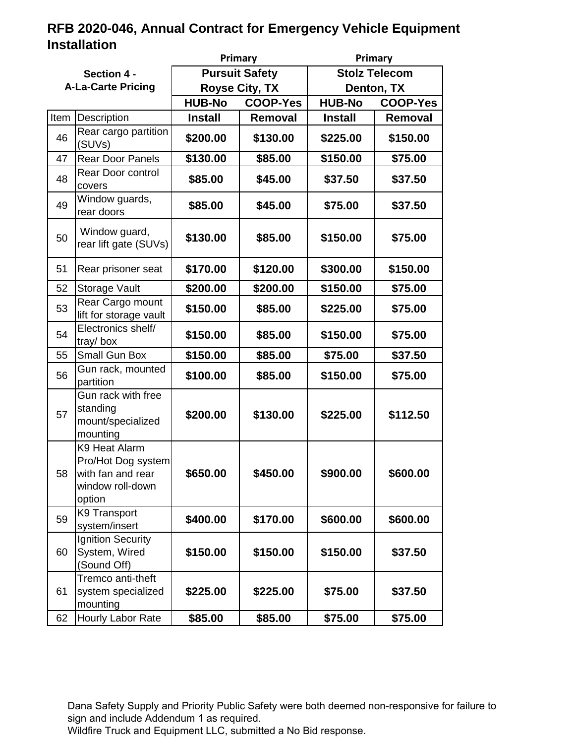**RFB 2020-046, Annual Contract for Emergency Vehicle Equipment Installation**

| Section 4 - A-La-Carte Pricing | | Primary | | Primary | |
|---|---|---|---|---|---|
| | | Pursuit Safety Royse City, TX | | Stolz Telecom Denton, TX | |
| | | HUB-No | COOP-Yes | HUB-No | COOP-Yes |
| Item | Description | Install | Removal | Install | Removal |
| 46 | Rear cargo partition (SUVs) | $200.00 | $130.00 | $225.00 | $150.00 |
| 47 | Rear Door Panels | $130.00 | $85.00 | $150.00 | $75.00 |
| 48 | Rear Door control covers | $85.00 | $45.00 | $37.50 | $37.50 |
| 49 | Window guards, rear doors | $85.00 | $45.00 | $75.00 | $37.50 |
| 50 | Window guard, rear lift gate (SUVs) | $130.00 | $85.00 | $150.00 | $75.00 |
| 51 | Rear prisoner seat | $170.00 | $120.00 | $300.00 | $150.00 |
| 52 | Storage Vault | $200.00 | $200.00 | $150.00 | $75.00 |
| 53 | Rear Cargo mount lift for storage vault | $150.00 | $85.00 | $225.00 | $75.00 |
| 54 | Electronics shelf/ tray/ box | $150.00 | $85.00 | $150.00 | $75.00 |
| 55 | Small Gun Box | $150.00 | $85.00 | $75.00 | $37.50 |
| 56 | Gun rack, mounted partition | $100.00 | $85.00 | $150.00 | $75.00 |
| 57 | Gun rack with free standing mount/specialized mounting | $200.00 | $130.00 | $225.00 | $112.50 |
| 58 | K9 Heat Alarm Pro/Hot Dog system with fan and rear window roll-down option | $650.00 | $450.00 | $900.00 | $600.00 |
| 59 | K9 Transport system/insert | $400.00 | $170.00 | $600.00 | $600.00 |
| 60 | Ignition Security System, Wired (Sound Off) | $150.00 | $150.00 | $150.00 | $37.50 |
| 61 | Tremco anti-theft system specialized mounting | $225.00 | $225.00 | $75.00 | $37.50 |
| 62 | Hourly Labor Rate | $85.00 | $85.00 | $75.00 | $75.00 |

Dana Safety Supply and Priority Public Safety were both deemed non-responsive for failure to sign and include Addendum 1 as required.
Wildfire Truck and Equipment LLC, submitted a No Bid response.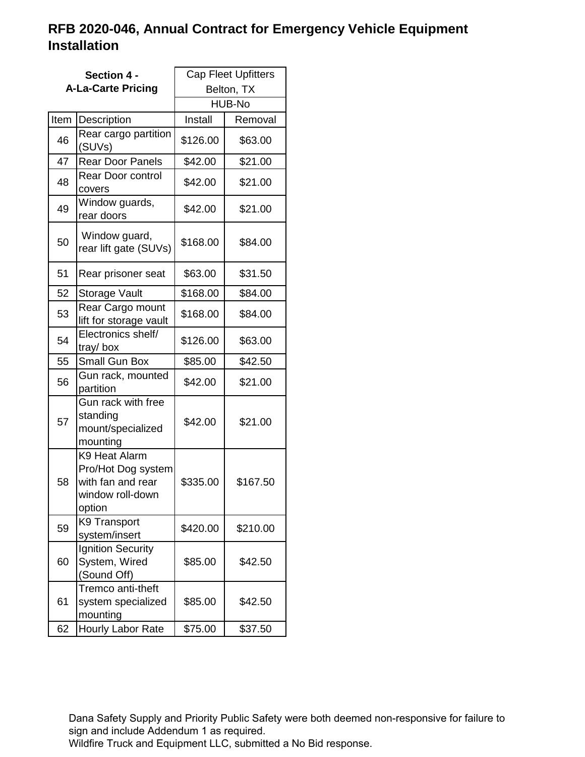## RFB 2020-046, Annual Contract for Emergency Vehicle Equipment Installation

| Section 4 - A-La-Carte Pricing | | Cap Fleet Upfitters Belton, TX HUB-No | |
|---|---|---|---|
| Item | Description | Install | Removal |
| 46 | Rear cargo partition (SUVs) | $126.00 | $63.00 |
| 47 | Rear Door Panels | $42.00 | $21.00 |
| 48 | Rear Door control covers | $42.00 | $21.00 |
| 49 | Window guards, rear doors | $42.00 | $21.00 |
| 50 | Window guard, rear lift gate (SUVs) | $168.00 | $84.00 |
| 51 | Rear prisoner seat | $63.00 | $31.50 |
| 52 | Storage Vault | $168.00 | $84.00 |
| 53 | Rear Cargo mount lift for storage vault | $168.00 | $84.00 |
| 54 | Electronics shelf/ tray/ box | $126.00 | $63.00 |
| 55 | Small Gun Box | $85.00 | $42.50 |
| 56 | Gun rack, mounted partition | $42.00 | $21.00 |
| 57 | Gun rack with free standing mount/specialized mounting | $42.00 | $21.00 |
| 58 | K9 Heat Alarm Pro/Hot Dog system with fan and rear window roll-down option | $335.00 | $167.50 |
| 59 | K9 Transport system/insert | $420.00 | $210.00 |
| 60 | Ignition Security System, Wired (Sound Off) | $85.00 | $42.50 |
| 61 | Tremco anti-theft system specialized mounting | $85.00 | $42.50 |
| 62 | Hourly Labor Rate | $75.00 | $37.50 |

Dana Safety Supply and Priority Public Safety were both deemed non-responsive for failure to sign and include Addendum 1 as required.
Wildfire Truck and Equipment LLC, submitted a No Bid response.